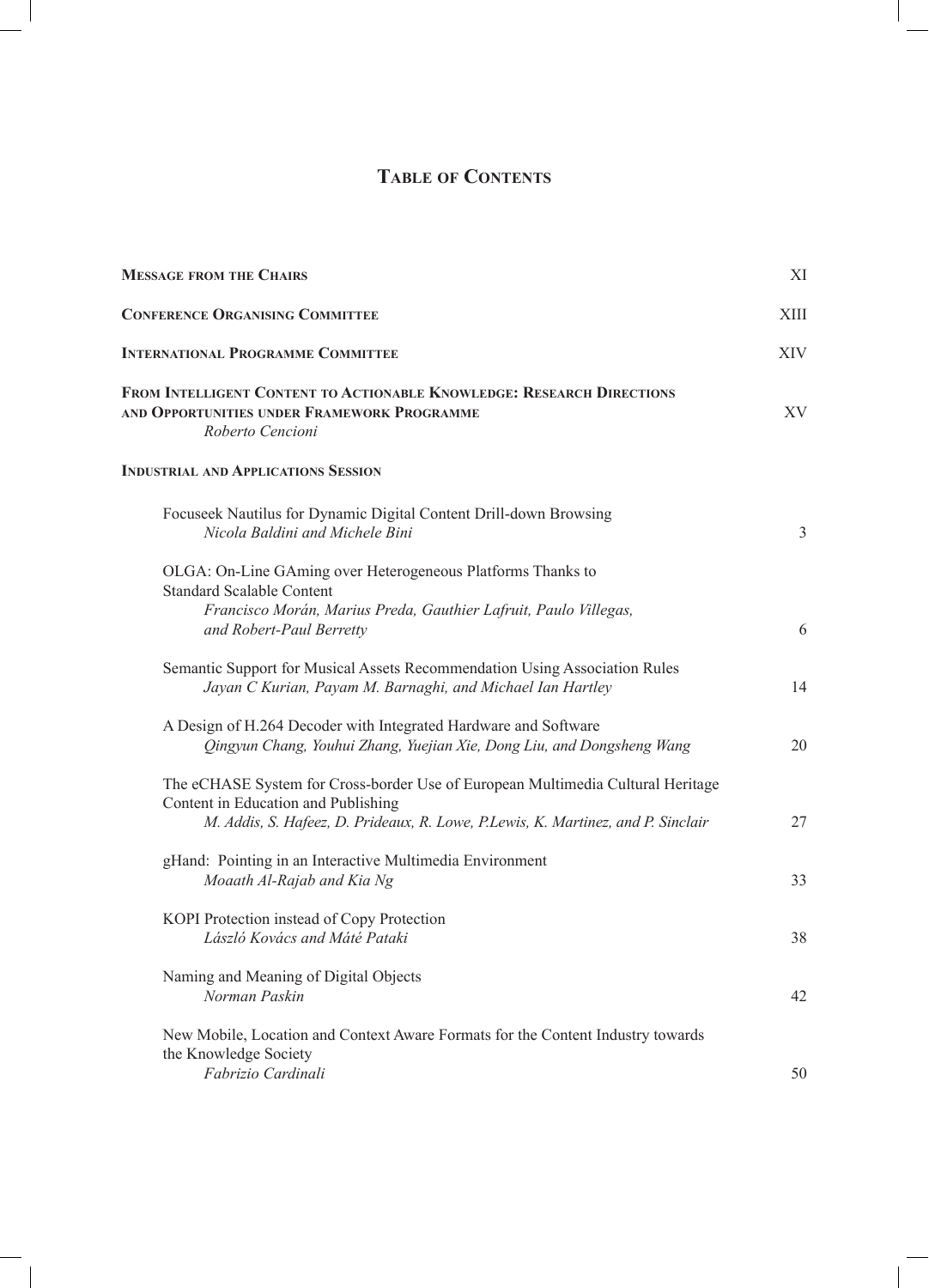# Table of Contents

| | |
|---|---|
| **Message from the Chairs** | XI |
| **Conference Organising Committee** | XIII |
| **International Programme Committee** | XIV |
| **From Intelligent Content to Actionable Knowledge: Research Directions and Opportunities under Framework Programme** <br> *Roberto Cencioni* | XV |
| **Industrial and Applications Session** | |
| Focuseek Nautilus for Dynamic Digital Content Drill-down Browsing <br> *Nicola Baldini and Michele Bini* | 3 |
| OLGA: On-Line GAming over Heterogeneous Platforms Thanks to Standard Scalable Content <br> *Francisco Morán, Marius Preda, Gauthier Lafruit, Paulo Villegas, and Robert-Paul Berretty* | 6 |
| Semantic Support for Musical Assets Recommendation Using Association Rules <br> *Jayan C Kurian, Payam M. Barnaghi, and Michael Ian Hartley* | 14 |
| A Design of H.264 Decoder with Integrated Hardware and Software <br> *Qingyun Chang, Youhui Zhang, Yuejian Xie, Dong Liu, and Dongsheng Wang* | 20 |
| The eCHASE System for Cross-border Use of European Multimedia Cultural Heritage Content in Education and Publishing <br> *M. Addis, S. Hafeez, D. Prideaux, R. Lowe, P.Lewis, K. Martinez, and P. Sinclair* | 27 |
| gHand: Pointing in an Interactive Multimedia Environment <br> *Moaath Al-Rajab and Kia Ng* | 33 |
| KOPI Protection instead of Copy Protection <br> *László Kovács and Máté Pataki* | 38 |
| Naming and Meaning of Digital Objects <br> *Norman Paskin* | 42 |
| New Mobile, Location and Context Aware Formats for the Content Industry towards the Knowledge Society <br> *Fabrizio Cardinali* | 50 |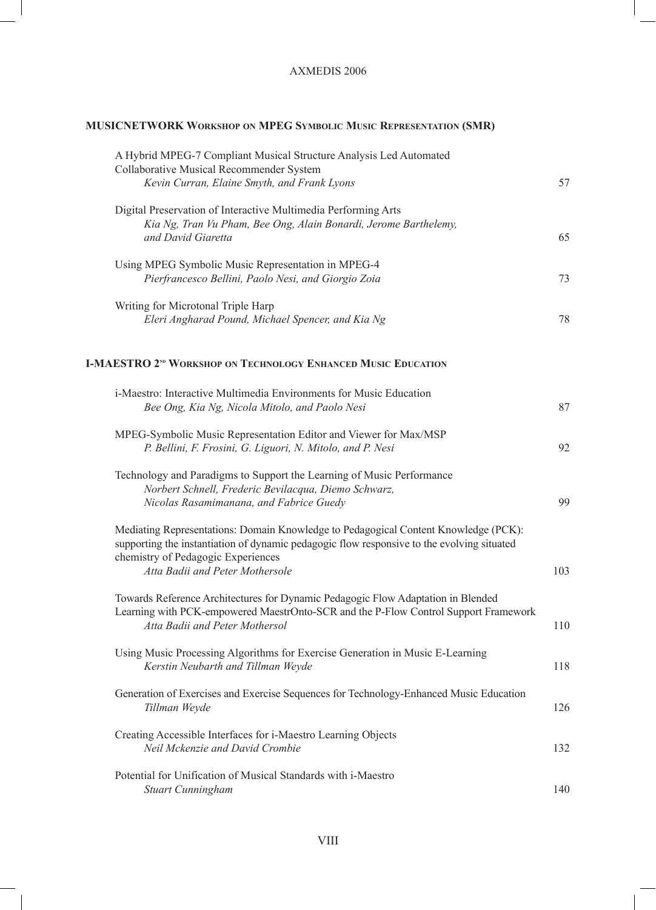## MUSICNETWORK Workshop on MPEG Symbolic Music Representation (SMR)

A Hybrid MPEG-7 Compliant Musical Structure Analysis Led Automated Collaborative Musical Recommender System
*Kevin Curran, Elaine Smyth, and Frank Lyons* ... 57

Digital Preservation of Interactive Multimedia Performing Arts
*Kia Ng, Tran Vu Pham, Bee Ong, Alain Bonardi, Jerome Barthelemy, and David Giaretta* ... 65

Using MPEG Symbolic Music Representation in MPEG-4
*Pierfrancesco Bellini, Paolo Nesi, and Giorgio Zoia* ... 73

Writing for Microtonal Triple Harp
*Eleri Angharad Pound, Michael Spencer, and Kia Ng* ... 78

## I-MAESTRO 2nd Workshop on Technology Enhanced Music Education

i-Maestro: Interactive Multimedia Environments for Music Education
*Bee Ong, Kia Ng, Nicola Mitolo, and Paolo Nesi* ... 87

MPEG-Symbolic Music Representation Editor and Viewer for Max/MSP
*P. Bellini, F. Frosini, G. Liguori, N. Mitolo, and P. Nesi* ... 92

Technology and Paradigms to Support the Learning of Music Performance
*Norbert Schnell, Frederic Bevilacqua, Diemo Schwarz, Nicolas Rasamimanana, and Fabrice Guedy* ... 99

Mediating Representations: Domain Knowledge to Pedagogical Content Knowledge (PCK): supporting the instantiation of dynamic pedagogic flow responsive to the evolving situated chemistry of Pedagogic Experiences
*Atta Badii and Peter Mothersole* ... 103

Towards Reference Architectures for Dynamic Pedagogic Flow Adaptation in Blended Learning with PCK-empowered MaestrOnto-SCR and the P-Flow Control Support Framework
*Atta Badii and Peter Mothersol* ... 110

Using Music Processing Algorithms for Exercise Generation in Music E-Learning
*Kerstin Neubarth and Tillman Weyde* ... 118

Generation of Exercises and Exercise Sequences for Technology-Enhanced Music Education
*Tillman Weyde* ... 126

Creating Accessible Interfaces for i-Maestro Learning Objects
*Neil Mckenzie and David Crombie* ... 132

Potential for Unification of Musical Standards with i-Maestro
*Stuart Cunningham* ... 140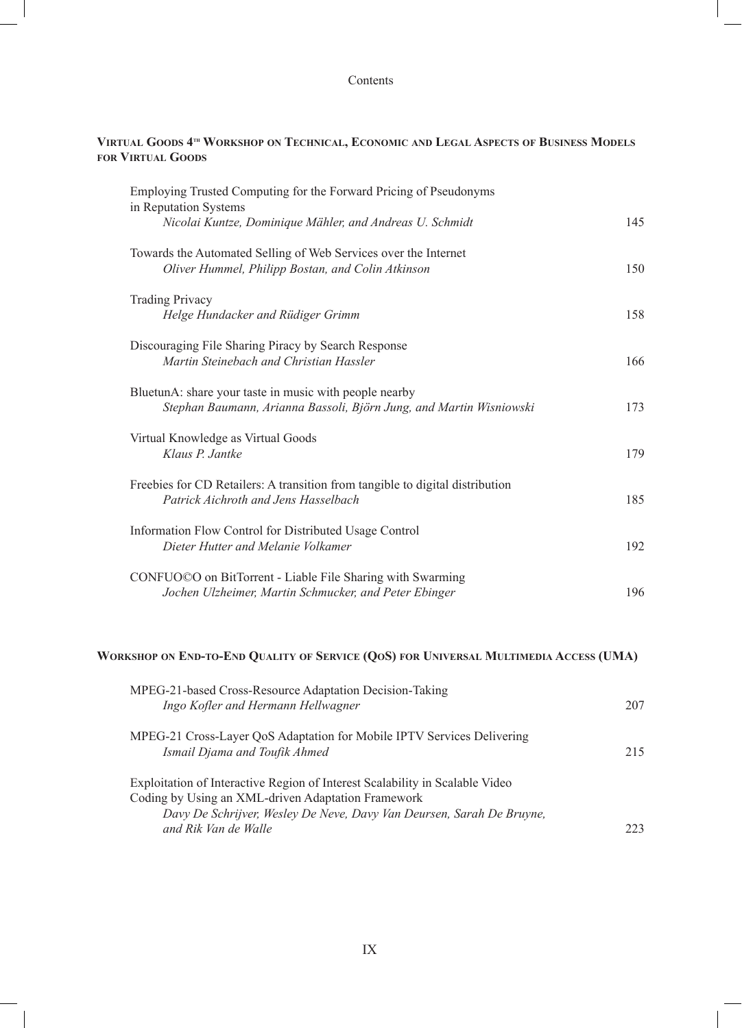# Contents

## Virtual Goods 4th Workshop on Technical, Economic and Legal Aspects of Business Models for Virtual Goods

Employing Trusted Computing for the Forward Pricing of Pseudonyms in Reputation Systems
*Nicolai Kuntze, Dominique Mähler, and Andreas U. Schmidt* — 145

Towards the Automated Selling of Web Services over the Internet
*Oliver Hummel, Philipp Bostan, and Colin Atkinson* — 150

Trading Privacy
*Helge Hundacker and Rüdiger Grimm* — 158

Discouraging File Sharing Piracy by Search Response
*Martin Steinebach and Christian Hassler* — 166

BluetunA: share your taste in music with people nearby
*Stephan Baumann, Arianna Bassoli, Björn Jung, and Martin Wisniowski* — 173

Virtual Knowledge as Virtual Goods
*Klaus P. Jantke* — 179

Freebies for CD Retailers: A transition from tangible to digital distribution
*Patrick Aichroth and Jens Hasselbach* — 185

Information Flow Control for Distributed Usage Control
*Dieter Hutter and Melanie Volkamer* — 192

CONFUO©O on BitTorrent - Liable File Sharing with Swarming
*Jochen Ulzheimer, Martin Schmucker, and Peter Ebinger* — 196

## Workshop on End-to-End Quality of Service (QoS) for Universal Multimedia Access (UMA)

MPEG-21-based Cross-Resource Adaptation Decision-Taking
*Ingo Kofler and Hermann Hellwagner* — 207

MPEG-21 Cross-Layer QoS Adaptation for Mobile IPTV Services Delivering
*Ismail Djama and Toufik Ahmed* — 215

Exploitation of Interactive Region of Interest Scalability in Scalable Video Coding by Using an XML-driven Adaptation Framework
*Davy De Schrijver, Wesley De Neve, Davy Van Deursen, Sarah De Bruyne, and Rik Van de Walle* — 223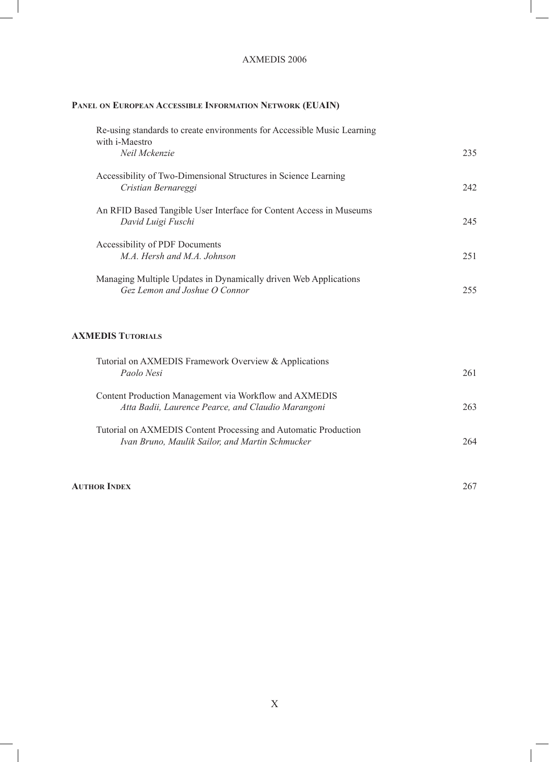## Panel on European Accessible Information Network (EUAIN)

Re-using standards to create environments for Accessible Music Learning with i-Maestro
*Neil Mckenzie* 235

Accessibility of Two-Dimensional Structures in Science Learning
*Cristian Bernareggi* 242

An RFID Based Tangible User Interface for Content Access in Museums
*David Luigi Fuschi* 245

Accessibility of PDF Documents
*M.A. Hersh and M.A. Johnson* 251

Managing Multiple Updates in Dynamically driven Web Applications
*Gez Lemon and Joshue O Connor* 255

## AXMEDIS Tutorials

Tutorial on AXMEDIS Framework Overview & Applications
*Paolo Nesi* 261

Content Production Management via Workflow and AXMEDIS
*Atta Badii, Laurence Pearce, and Claudio Marangoni* 263

Tutorial on AXMEDIS Content Processing and Automatic Production
*Ivan Bruno, Maulik Sailor, and Martin Schmucker* 264

## Author Index 267